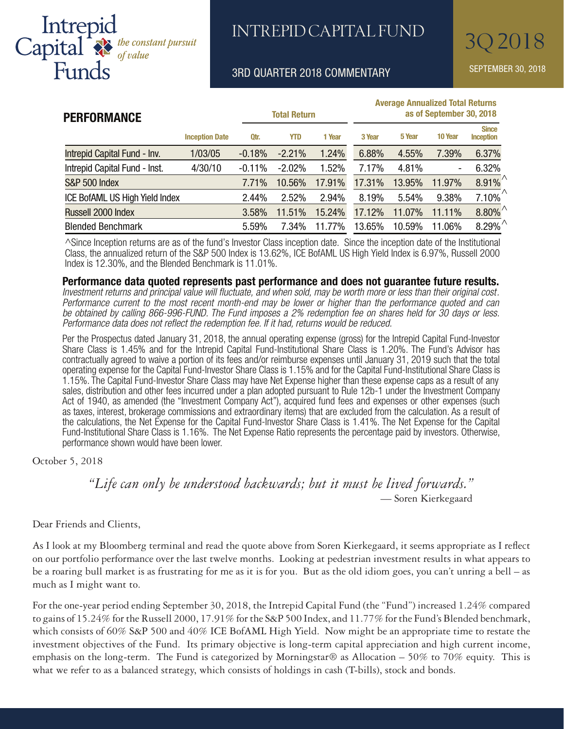Intrepid Capital Funds — *the constant pursuit of value*

# INTREPID CAPITAL FUND

## 3Q 2018

### 3RD QUARTER 2018 COMMENTARY

SEPTEMBER 30, 2018

## PERFORMANCE

| | Inception Date | Total Return | | | Average Annualized Total Returns as of September 30, 2018 | | | |
|---|---|---|---|---|---|---|---|---|
| | | Qtr. | YTD | 1 Year | 3 Year | 5 Year | 10 Year | Since Inception |
| Intrepid Capital Fund - Inv. | 1/03/05 | -0.18% | -2.21% | 1.24% | 6.88% | 4.55% | 7.39% | 6.37% |
| Intrepid Capital Fund - Inst. | 4/30/10 | -0.11% | -2.02% | 1.52% | 7.17% | 4.81% | - | 6.32% |
| S&P 500 Index | | 7.71% | 10.56% | 17.91% | 17.31% | 13.95% | 11.97% | 8.91%^ |
| ICE BofAML US High Yield Index | | 2.44% | 2.52% | 2.94% | 8.19% | 5.54% | 9.38% | 7.10%^ |
| Russell 2000 Index | | 3.58% | 11.51% | 15.24% | 17.12% | 11.07% | 11.11% | 8.80%^ |
| Blended Benchmark | | 5.59% | 7.34% | 11.77% | 13.65% | 10.59% | 11.06% | 8.29%^ |

^Since Inception returns are as of the fund's Investor Class inception date. Since the inception date of the Institutional Class, the annualized return of the S&P 500 Index is 13.62%, ICE BofAML US High Yield Index is 6.97%, Russell 2000 Index is 12.30%, and the Blended Benchmark is 11.01%.

**Performance data quoted represents past performance and does not guarantee future results.** *Investment returns and principal value will fluctuate, and when sold, may be worth more or less than their original cost. Performance current to the most recent month-end may be lower or higher than the performance quoted and can be obtained by calling 866-996-FUND. The Fund imposes a 2% redemption fee on shares held for 30 days or less. Performance data does not reflect the redemption fee. If it had, returns would be reduced.*

Per the Prospectus dated January 31, 2018, the annual operating expense (gross) for the Intrepid Capital Fund-Investor Share Class is 1.45% and for the Intrepid Capital Fund-Institutional Share Class is 1.20%. The Fund's Advisor has contractually agreed to waive a portion of its fees and/or reimburse expenses until January 31, 2019 such that the total operating expense for the Capital Fund-Investor Share Class is 1.15% and for the Capital Fund-Institutional Share Class is 1.15%. The Capital Fund-Investor Share Class may have Net Expense higher than these expense caps as a result of any sales, distribution and other fees incurred under a plan adopted pursuant to Rule 12b-1 under the Investment Company Act of 1940, as amended (the "Investment Company Act"), acquired fund fees and expenses or other expenses (such as taxes, interest, brokerage commissions and extraordinary items) that are excluded from the calculation. As a result of the calculations, the Net Expense for the Capital Fund-Investor Share Class is 1.41%. The Net Expense for the Capital Fund-Institutional Share Class is 1.16%. The Net Expense Ratio represents the percentage paid by investors. Otherwise, performance shown would have been lower.

October 5, 2018

*"Life can only be understood backwards; but it must be lived forwards."*
— Soren Kierkegaard

Dear Friends and Clients,

As I look at my Bloomberg terminal and read the quote above from Soren Kierkegaard, it seems appropriate as I reflect on our portfolio performance over the last twelve months. Looking at pedestrian investment results in what appears to be a roaring bull market is as frustrating for me as it is for you. But as the old idiom goes, you can't unring a bell – as much as I might want to.

For the one-year period ending September 30, 2018, the Intrepid Capital Fund (the "Fund") increased 1.24% compared to gains of 15.24% for the Russell 2000, 17.91% for the S&P 500 Index, and 11.77% for the Fund's Blended benchmark, which consists of 60% S&P 500 and 40% ICE BofAML High Yield. Now might be an appropriate time to restate the investment objectives of the Fund. Its primary objective is long-term capital appreciation and high current income, emphasis on the long-term. The Fund is categorized by Morningstar® as Allocation – 50% to 70% equity. This is what we refer to as a balanced strategy, which consists of holdings in cash (T-bills), stock and bonds.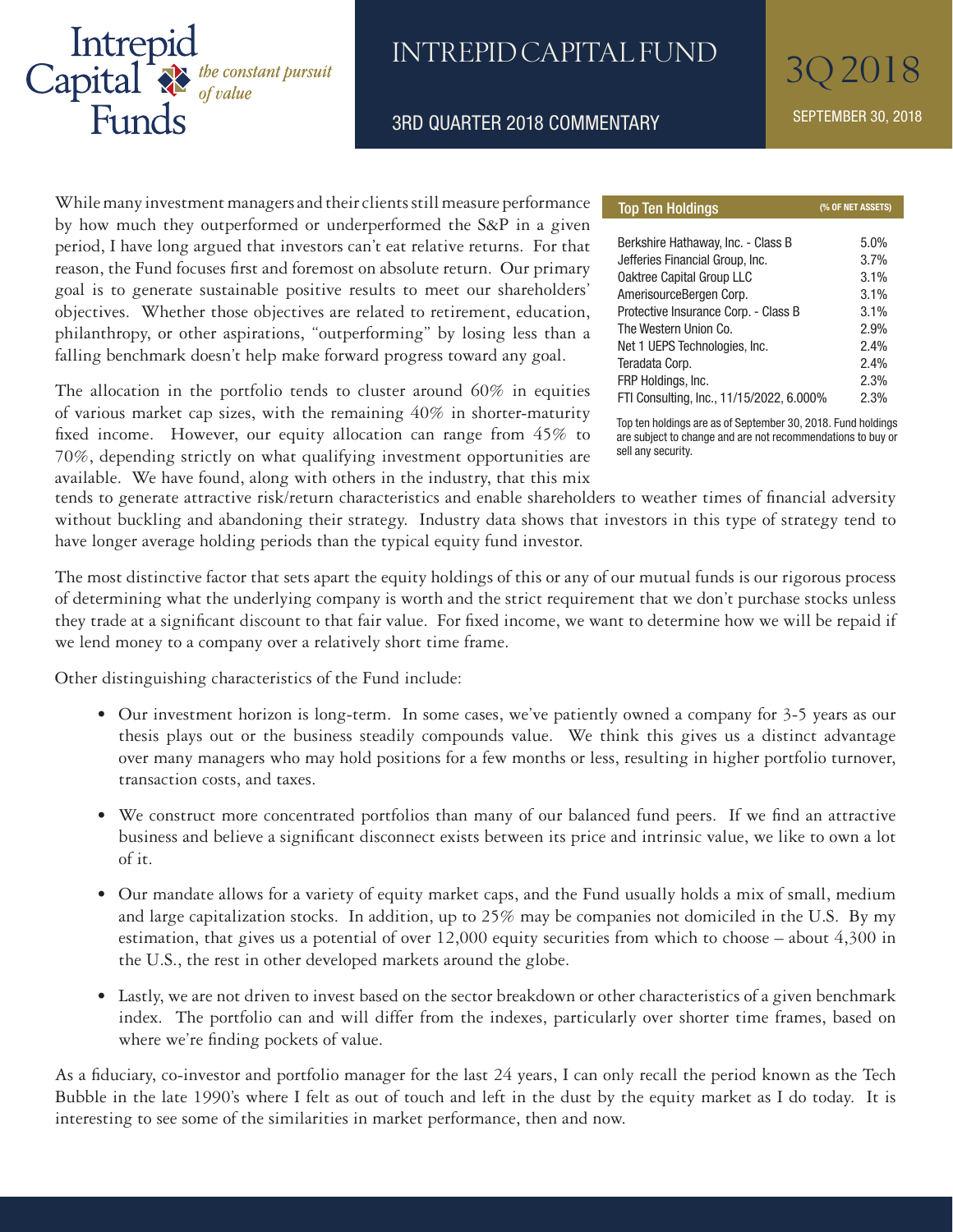# INTREPID CAPITAL FUND

## 3RD QUARTER 2018 COMMENTARY

3Q 2018

SEPTEMBER 30, 2018

While many investment managers and their clients still measure performance by how much they outperformed or underperformed the S&P in a given period, I have long argued that investors can't eat relative returns. For that reason, the Fund focuses first and foremost on absolute return. Our primary goal is to generate sustainable positive results to meet our shareholders' objectives. Whether those objectives are related to retirement, education, philanthropy, or other aspirations, "outperforming" by losing less than a falling benchmark doesn't help make forward progress toward any goal.

| Top Ten Holdings | (% OF NET ASSETS) |
|---|---|
| Berkshire Hathaway, Inc. - Class B | 5.0% |
| Jefferies Financial Group, Inc. | 3.7% |
| Oaktree Capital Group LLC | 3.1% |
| AmerisourceBergen Corp. | 3.1% |
| Protective Insurance Corp. - Class B | 3.1% |
| The Western Union Co. | 2.9% |
| Net 1 UEPS Technologies, Inc. | 2.4% |
| Teradata Corp. | 2.4% |
| FRP Holdings, Inc. | 2.3% |
| FTI Consulting, Inc., 11/15/2022, 6.000% | 2.3% |

Top ten holdings are as of September 30, 2018. Fund holdings are subject to change and are not recommendations to buy or sell any security.

The allocation in the portfolio tends to cluster around 60% in equities of various market cap sizes, with the remaining 40% in shorter-maturity fixed income. However, our equity allocation can range from 45% to 70%, depending strictly on what qualifying investment opportunities are available. We have found, along with others in the industry, that this mix tends to generate attractive risk/return characteristics and enable shareholders to weather times of financial adversity without buckling and abandoning their strategy. Industry data shows that investors in this type of strategy tend to have longer average holding periods than the typical equity fund investor.

The most distinctive factor that sets apart the equity holdings of this or any of our mutual funds is our rigorous process of determining what the underlying company is worth and the strict requirement that we don't purchase stocks unless they trade at a significant discount to that fair value. For fixed income, we want to determine how we will be repaid if we lend money to a company over a relatively short time frame.

Other distinguishing characteristics of the Fund include:

- Our investment horizon is long-term. In some cases, we've patiently owned a company for 3-5 years as our thesis plays out or the business steadily compounds value. We think this gives us a distinct advantage over many managers who may hold positions for a few months or less, resulting in higher portfolio turnover, transaction costs, and taxes.

- We construct more concentrated portfolios than many of our balanced fund peers. If we find an attractive business and believe a significant disconnect exists between its price and intrinsic value, we like to own a lot of it.

- Our mandate allows for a variety of equity market caps, and the Fund usually holds a mix of small, medium and large capitalization stocks. In addition, up to 25% may be companies not domiciled in the U.S. By my estimation, that gives us a potential of over 12,000 equity securities from which to choose – about 4,300 in the U.S., the rest in other developed markets around the globe.

- Lastly, we are not driven to invest based on the sector breakdown or other characteristics of a given benchmark index. The portfolio can and will differ from the indexes, particularly over shorter time frames, based on where we're finding pockets of value.

As a fiduciary, co-investor and portfolio manager for the last 24 years, I can only recall the period known as the Tech Bubble in the late 1990's where I felt as out of touch and left in the dust by the equity market as I do today. It is interesting to see some of the similarities in market performance, then and now.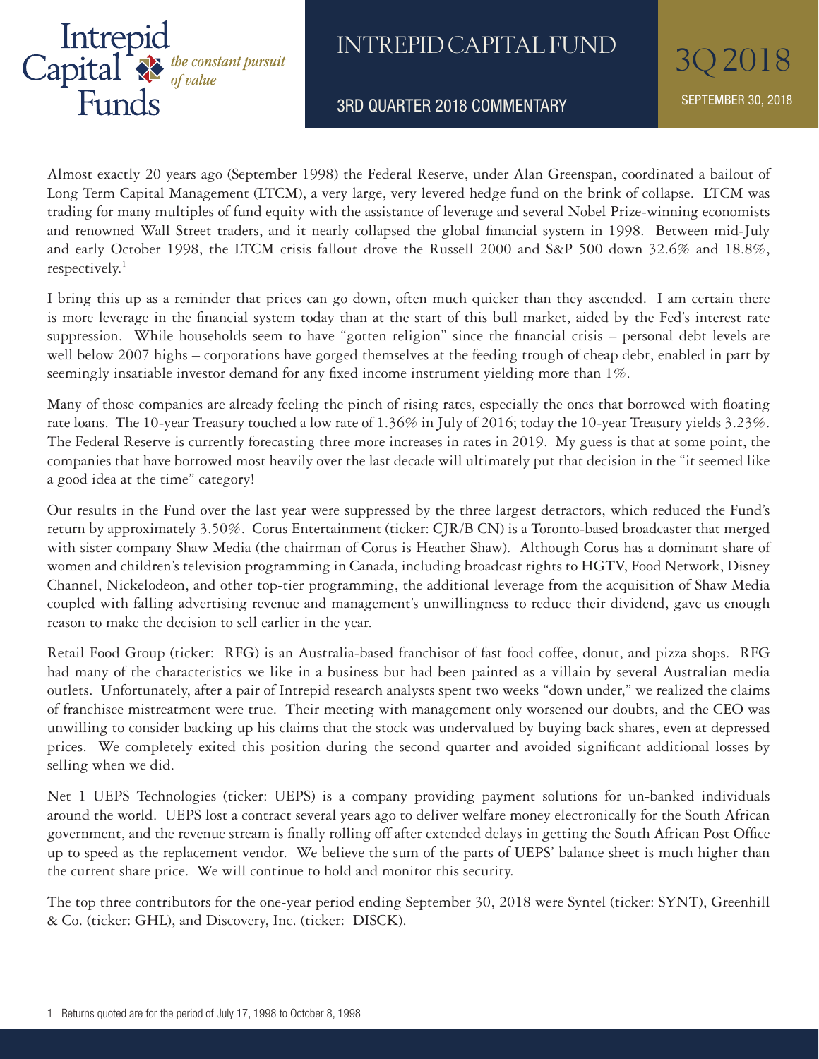Almost exactly 20 years ago (September 1998) the Federal Reserve, under Alan Greenspan, coordinated a bailout of Long Term Capital Management (LTCM), a very large, very levered hedge fund on the brink of collapse. LTCM was trading for many multiples of fund equity with the assistance of leverage and several Nobel Prize-winning economists and renowned Wall Street traders, and it nearly collapsed the global financial system in 1998. Between mid-July and early October 1998, the LTCM crisis fallout drove the Russell 2000 and S&P 500 down 32.6% and 18.8%, respectively.[1]

I bring this up as a reminder that prices can go down, often much quicker than they ascended. I am certain there is more leverage in the financial system today than at the start of this bull market, aided by the Fed's interest rate suppression. While households seem to have "gotten religion" since the financial crisis – personal debt levels are well below 2007 highs – corporations have gorged themselves at the feeding trough of cheap debt, enabled in part by seemingly insatiable investor demand for any fixed income instrument yielding more than 1%.

Many of those companies are already feeling the pinch of rising rates, especially the ones that borrowed with floating rate loans. The 10-year Treasury touched a low rate of 1.36% in July of 2016; today the 10-year Treasury yields 3.23%. The Federal Reserve is currently forecasting three more increases in rates in 2019. My guess is that at some point, the companies that have borrowed most heavily over the last decade will ultimately put that decision in the "it seemed like a good idea at the time" category!

Our results in the Fund over the last year were suppressed by the three largest detractors, which reduced the Fund's return by approximately 3.50%. Corus Entertainment (ticker: CJR/B CN) is a Toronto-based broadcaster that merged with sister company Shaw Media (the chairman of Corus is Heather Shaw). Although Corus has a dominant share of women and children's television programming in Canada, including broadcast rights to HGTV, Food Network, Disney Channel, Nickelodeon, and other top-tier programming, the additional leverage from the acquisition of Shaw Media coupled with falling advertising revenue and management's unwillingness to reduce their dividend, gave us enough reason to make the decision to sell earlier in the year.

Retail Food Group (ticker: RFG) is an Australia-based franchisor of fast food coffee, donut, and pizza shops. RFG had many of the characteristics we like in a business but had been painted as a villain by several Australian media outlets. Unfortunately, after a pair of Intrepid research analysts spent two weeks "down under," we realized the claims of franchisee mistreatment were true. Their meeting with management only worsened our doubts, and the CEO was unwilling to consider backing up his claims that the stock was undervalued by buying back shares, even at depressed prices. We completely exited this position during the second quarter and avoided significant additional losses by selling when we did.

Net 1 UEPS Technologies (ticker: UEPS) is a company providing payment solutions for un-banked individuals around the world. UEPS lost a contract several years ago to deliver welfare money electronically for the South African government, and the revenue stream is finally rolling off after extended delays in getting the South African Post Office up to speed as the replacement vendor. We believe the sum of the parts of UEPS' balance sheet is much higher than the current share price. We will continue to hold and monitor this security.

The top three contributors for the one-year period ending September 30, 2018 were Syntel (ticker: SYNT), Greenhill & Co. (ticker: GHL), and Discovery, Inc. (ticker: DISCK).

[1] Returns quoted are for the period of July 17, 1998 to October 8, 1998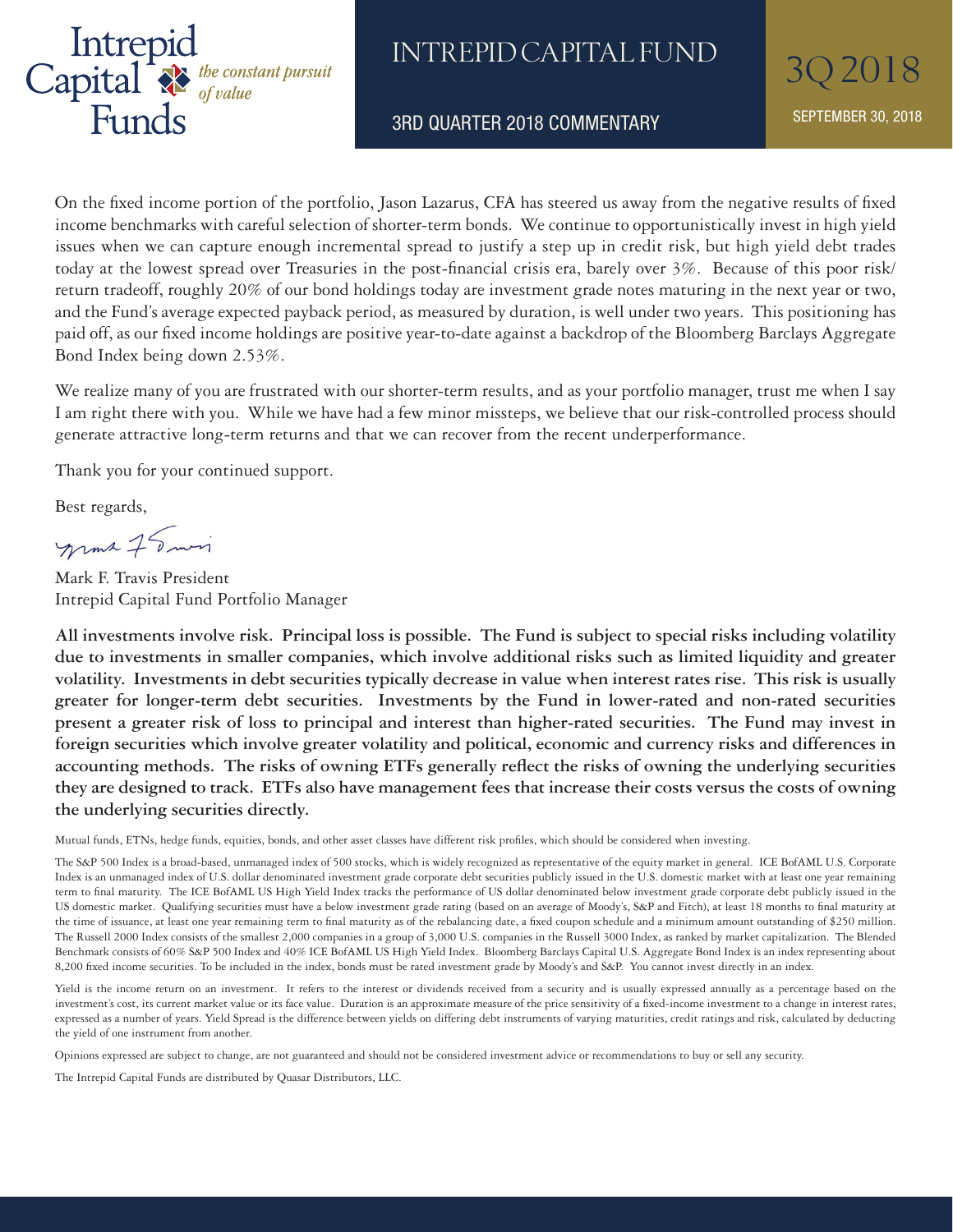On the fixed income portion of the portfolio, Jason Lazarus, CFA has steered us away from the negative results of fixed income benchmarks with careful selection of shorter-term bonds. We continue to opportunistically invest in high yield issues when we can capture enough incremental spread to justify a step up in credit risk, but high yield debt trades today at the lowest spread over Treasuries in the post-financial crisis era, barely over 3%. Because of this poor risk/return tradeoff, roughly 20% of our bond holdings today are investment grade notes maturing in the next year or two, and the Fund's average expected payback period, as measured by duration, is well under two years. This positioning has paid off, as our fixed income holdings are positive year-to-date against a backdrop of the Bloomberg Barclays Aggregate Bond Index being down 2.53%.

We realize many of you are frustrated with our shorter-term results, and as your portfolio manager, trust me when I say I am right there with you. While we have had a few minor missteps, we believe that our risk-controlled process should generate attractive long-term returns and that we can recover from the recent underperformance.

Thank you for your continued support.

Best regards,

Mark F. Travis President
Intrepid Capital Fund Portfolio Manager

**All investments involve risk. Principal loss is possible. The Fund is subject to special risks including volatility due to investments in smaller companies, which involve additional risks such as limited liquidity and greater volatility. Investments in debt securities typically decrease in value when interest rates rise. This risk is usually greater for longer-term debt securities. Investments by the Fund in lower-rated and non-rated securities present a greater risk of loss to principal and interest than higher-rated securities. The Fund may invest in foreign securities which involve greater volatility and political, economic and currency risks and differences in accounting methods. The risks of owning ETFs generally reflect the risks of owning the underlying securities they are designed to track. ETFs also have management fees that increase their costs versus the costs of owning the underlying securities directly.**

Mutual funds, ETNs, hedge funds, equities, bonds, and other asset classes have different risk profiles, which should be considered when investing.

The S&P 500 Index is a broad-based, unmanaged index of 500 stocks, which is widely recognized as representative of the equity market in general. ICE BofAML U.S. Corporate Index is an unmanaged index of U.S. dollar denominated investment grade corporate debt securities publicly issued in the U.S. domestic market with at least one year remaining term to final maturity. The ICE BofAML US High Yield Index tracks the performance of US dollar denominated below investment grade corporate debt publicly issued in the US domestic market. Qualifying securities must have a below investment grade rating (based on an average of Moody's, S&P and Fitch), at least 18 months to final maturity at the time of issuance, at least one year remaining term to final maturity as of the rebalancing date, a fixed coupon schedule and a minimum amount outstanding of $250 million. The Russell 2000 Index consists of the smallest 2,000 companies in a group of 3,000 U.S. companies in the Russell 3000 Index, as ranked by market capitalization. The Blended Benchmark consists of 60% S&P 500 Index and 40% ICE BofAML US High Yield Index. Bloomberg Barclays Capital U.S. Aggregate Bond Index is an index representing about 8,200 fixed income securities. To be included in the index, bonds must be rated investment grade by Moody's and S&P. You cannot invest directly in an index.

Yield is the income return on an investment. It refers to the interest or dividends received from a security and is usually expressed annually as a percentage based on the investment's cost, its current market value or its face value. Duration is an approximate measure of the price sensitivity of a fixed-income investment to a change in interest rates, expressed as a number of years. Yield Spread is the difference between yields on differing debt instruments of varying maturities, credit ratings and risk, calculated by deducting the yield of one instrument from another.

Opinions expressed are subject to change, are not guaranteed and should not be considered investment advice or recommendations to buy or sell any security.

The Intrepid Capital Funds are distributed by Quasar Distributors, LLC.